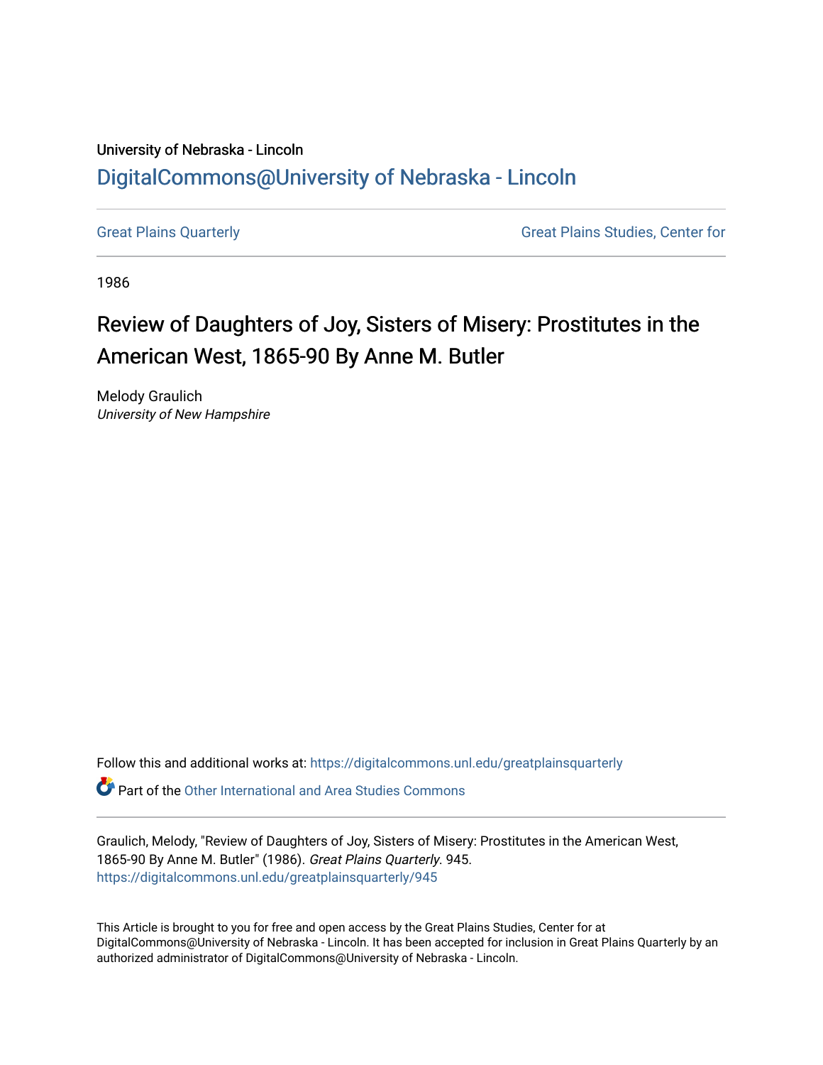University of Nebraska - Lincoln

## DigitalCommons@University of Nebraska - Lincoln

Great Plains Quarterly | Great Plains Studies, Center for

1986

# Review of Daughters of Joy, Sisters of Misery: Prostitutes in the American West, 1865-90 By Anne M. Butler

Melody Graulich
*University of New Hampshire*

Follow this and additional works at: https://digitalcommons.unl.edu/greatplainsquarterly

Part of the Other International and Area Studies Commons

Graulich, Melody, "Review of Daughters of Joy, Sisters of Misery: Prostitutes in the American West, 1865-90 By Anne M. Butler" (1986). *Great Plains Quarterly*. 945.
https://digitalcommons.unl.edu/greatplainsquarterly/945

This Article is brought to you for free and open access by the Great Plains Studies, Center for at DigitalCommons@University of Nebraska - Lincoln. It has been accepted for inclusion in Great Plains Quarterly by an authorized administrator of DigitalCommons@University of Nebraska - Lincoln.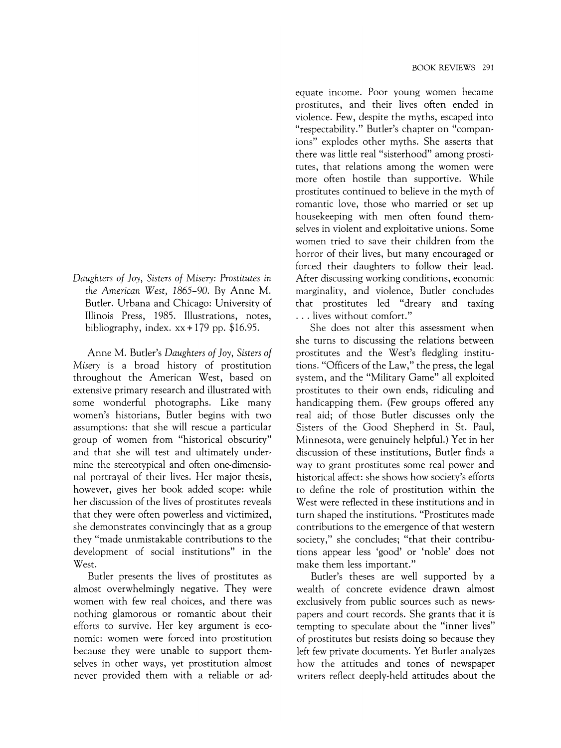*Daughters of Joy, Sisters of Misery: Prostitutes in the American West, 1865–90.* By Anne M. Butler. Urbana and Chicago: University of Illinois Press, 1985. Illustrations, notes, bibliography, index. xx + 179 pp. $16.95.

Anne M. Butler's *Daughters of Joy, Sisters of Misery* is a broad history of prostitution throughout the American West, based on extensive primary research and illustrated with some wonderful photographs. Like many women's historians, Butler begins with two assumptions: that she will rescue a particular group of women from "historical obscurity" and that she will test and ultimately undermine the stereotypical and often one-dimensional portrayal of their lives. Her major thesis, however, gives her book added scope: while her discussion of the lives of prostitutes reveals that they were often powerless and victimized, she demonstrates convincingly that as a group they "made unmistakable contributions to the development of social institutions" in the West.

Butler presents the lives of prostitutes as almost overwhelmingly negative. They were women with few real choices, and there was nothing glamorous or romantic about their efforts to survive. Her key argument is economic: women were forced into prostitution because they were unable to support themselves in other ways, yet prostitution almost never provided them with a reliable or adequate income. Poor young women became prostitutes, and their lives often ended in violence. Few, despite the myths, escaped into "respectability." Butler's chapter on "companions" explodes other myths. She asserts that there was little real "sisterhood" among prostitutes, that relations among the women were more often hostile than supportive. While prostitutes continued to believe in the myth of romantic love, those who married or set up housekeeping with men often found themselves in violent and exploitative unions. Some women tried to save their children from the horror of their lives, but many encouraged or forced their daughters to follow their lead. After discussing working conditions, economic marginality, and violence, Butler concludes that prostitutes led "dreary and taxing . . . lives without comfort."

She does not alter this assessment when she turns to discussing the relations between prostitutes and the West's fledgling institutions. "Officers of the Law," the press, the legal system, and the "Military Game" all exploited prostitutes to their own ends, ridiculing and handicapping them. (Few groups offered any real aid; of those Butler discusses only the Sisters of the Good Shepherd in St. Paul, Minnesota, were genuinely helpful.) Yet in her discussion of these institutions, Butler finds a way to grant prostitutes some real power and historical affect: she shows how society's efforts to define the role of prostitution within the West were reflected in these institutions and in turn shaped the institutions. "Prostitutes made contributions to the emergence of that western society," she concludes; "that their contributions appear less 'good' or 'noble' does not make them less important."

Butler's theses are well supported by a wealth of concrete evidence drawn almost exclusively from public sources such as newspapers and court records. She grants that it is tempting to speculate about the "inner lives" of prostitutes but resists doing so because they left few private documents. Yet Butler analyzes how the attitudes and tones of newspaper writers reflect deeply-held attitudes about the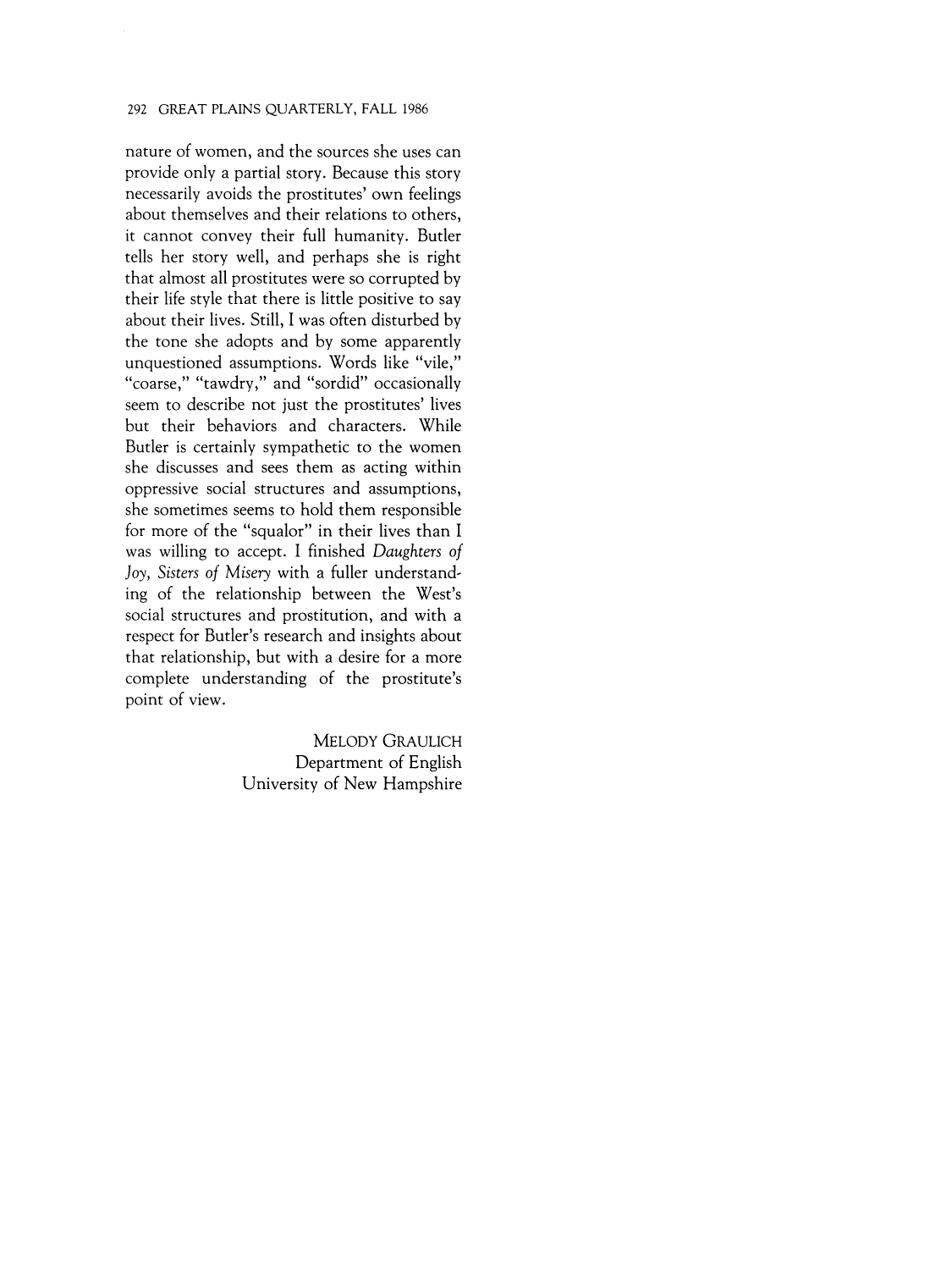nature of women, and the sources she uses can provide only a partial story. Because this story necessarily avoids the prostitutes' own feelings about themselves and their relations to others, it cannot convey their full humanity. Butler tells her story well, and perhaps she is right that almost all prostitutes were so corrupted by their life style that there is little positive to say about their lives. Still, I was often disturbed by the tone she adopts and by some apparently unquestioned assumptions. Words like "vile," "coarse," "tawdry," and "sordid" occasionally seem to describe not just the prostitutes' lives but their behaviors and characters. While Butler is certainly sympathetic to the women she discusses and sees them as acting within oppressive social structures and assumptions, she sometimes seems to hold them responsible for more of the "squalor" in their lives than I was willing to accept. I finished *Daughters of Joy, Sisters of Misery* with a fuller understanding of the relationship between the West's social structures and prostitution, and with a respect for Butler's research and insights about that relationship, but with a desire for a more complete understanding of the prostitute's point of view.

MELODY GRAULICH
Department of English
University of New Hampshire